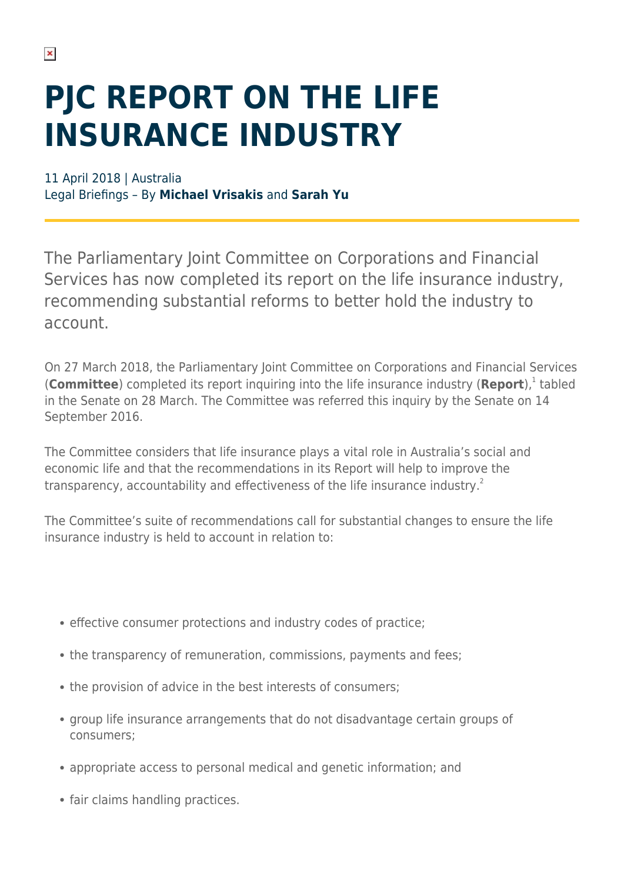# PJC REPORT ON THE LIFE INSURANCE INDUSTRY

11 April 2018 | Australia
Legal Briefings – By **Michael Vrisakis** and **Sarah Yu**

The Parliamentary Joint Committee on Corporations and Financial Services has now completed its report on the life insurance industry, recommending substantial reforms to better hold the industry to account.

On 27 March 2018, the Parliamentary Joint Committee on Corporations and Financial Services (**Committee**) completed its report inquiring into the life insurance industry (**Report**),[1] tabled in the Senate on 28 March. The Committee was referred this inquiry by the Senate on 14 September 2016.

The Committee considers that life insurance plays a vital role in Australia's social and economic life and that the recommendations in its Report will help to improve the transparency, accountability and effectiveness of the life insurance industry.[2]

The Committee's suite of recommendations call for substantial changes to ensure the life insurance industry is held to account in relation to:

- effective consumer protections and industry codes of practice;
- the transparency of remuneration, commissions, payments and fees;
- the provision of advice in the best interests of consumers;
- group life insurance arrangements that do not disadvantage certain groups of consumers;
- appropriate access to personal medical and genetic information; and
- fair claims handling practices.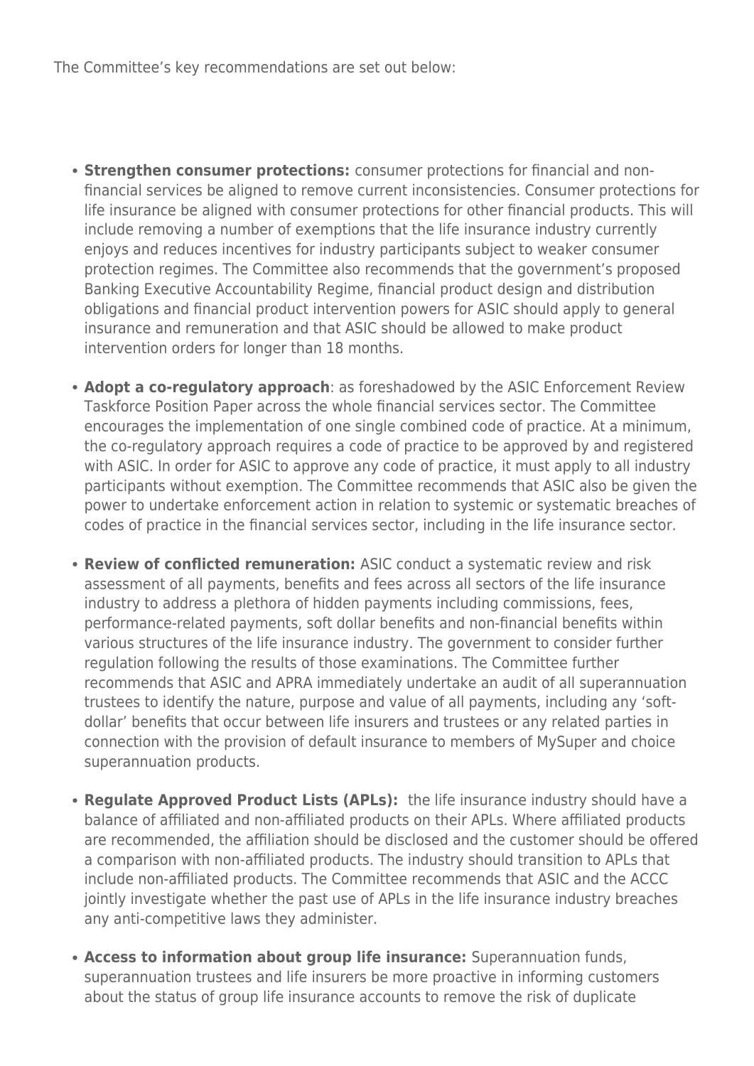The Committee's key recommendations are set out below:

- **Strengthen consumer protections:** consumer protections for financial and non-financial services be aligned to remove current inconsistencies. Consumer protections for life insurance be aligned with consumer protections for other financial products. This will include removing a number of exemptions that the life insurance industry currently enjoys and reduces incentives for industry participants subject to weaker consumer protection regimes. The Committee also recommends that the government's proposed Banking Executive Accountability Regime, financial product design and distribution obligations and financial product intervention powers for ASIC should apply to general insurance and remuneration and that ASIC should be allowed to make product intervention orders for longer than 18 months.
- **Adopt a co-regulatory approach**: as foreshadowed by the ASIC Enforcement Review Taskforce Position Paper across the whole financial services sector. The Committee encourages the implementation of one single combined code of practice. At a minimum, the co-regulatory approach requires a code of practice to be approved by and registered with ASIC. In order for ASIC to approve any code of practice, it must apply to all industry participants without exemption. The Committee recommends that ASIC also be given the power to undertake enforcement action in relation to systemic or systematic breaches of codes of practice in the financial services sector, including in the life insurance sector.
- **Review of conflicted remuneration:** ASIC conduct a systematic review and risk assessment of all payments, benefits and fees across all sectors of the life insurance industry to address a plethora of hidden payments including commissions, fees, performance-related payments, soft dollar benefits and non-financial benefits within various structures of the life insurance industry. The government to consider further regulation following the results of those examinations. The Committee further recommends that ASIC and APRA immediately undertake an audit of all superannuation trustees to identify the nature, purpose and value of all payments, including any 'soft-dollar' benefits that occur between life insurers and trustees or any related parties in connection with the provision of default insurance to members of MySuper and choice superannuation products.
- **Regulate Approved Product Lists (APLs):** the life insurance industry should have a balance of affiliated and non-affiliated products on their APLs. Where affiliated products are recommended, the affiliation should be disclosed and the customer should be offered a comparison with non-affiliated products. The industry should transition to APLs that include non-affiliated products. The Committee recommends that ASIC and the ACCC jointly investigate whether the past use of APLs in the life insurance industry breaches any anti-competitive laws they administer.
- **Access to information about group life insurance:** Superannuation funds, superannuation trustees and life insurers be more proactive in informing customers about the status of group life insurance accounts to remove the risk of duplicate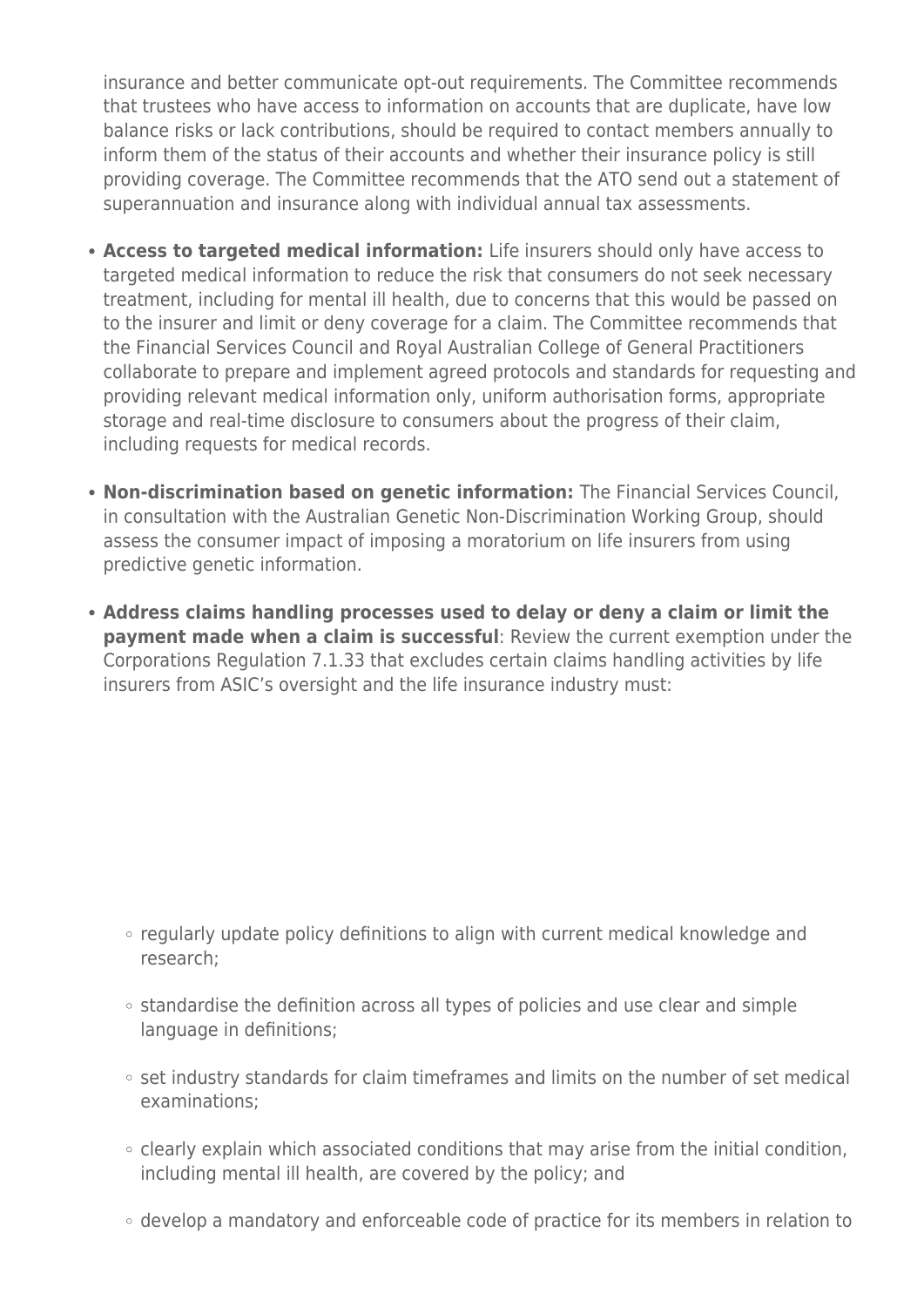insurance and better communicate opt-out requirements. The Committee recommends that trustees who have access to information on accounts that are duplicate, have low balance risks or lack contributions, should be required to contact members annually to inform them of the status of their accounts and whether their insurance policy is still providing coverage. The Committee recommends that the ATO send out a statement of superannuation and insurance along with individual annual tax assessments.

- **Access to targeted medical information:** Life insurers should only have access to targeted medical information to reduce the risk that consumers do not seek necessary treatment, including for mental ill health, due to concerns that this would be passed on to the insurer and limit or deny coverage for a claim. The Committee recommends that the Financial Services Council and Royal Australian College of General Practitioners collaborate to prepare and implement agreed protocols and standards for requesting and providing relevant medical information only, uniform authorisation forms, appropriate storage and real-time disclosure to consumers about the progress of their claim, including requests for medical records.
- **Non-discrimination based on genetic information:** The Financial Services Council, in consultation with the Australian Genetic Non-Discrimination Working Group, should assess the consumer impact of imposing a moratorium on life insurers from using predictive genetic information.
- **Address claims handling processes used to delay or deny a claim or limit the payment made when a claim is successful**: Review the current exemption under the Corporations Regulation 7.1.33 that excludes certain claims handling activities by life insurers from ASIC's oversight and the life insurance industry must:
  - regularly update policy definitions to align with current medical knowledge and research;
  - standardise the definition across all types of policies and use clear and simple language in definitions;
  - set industry standards for claim timeframes and limits on the number of set medical examinations;
  - clearly explain which associated conditions that may arise from the initial condition, including mental ill health, are covered by the policy; and
  - develop a mandatory and enforceable code of practice for its members in relation to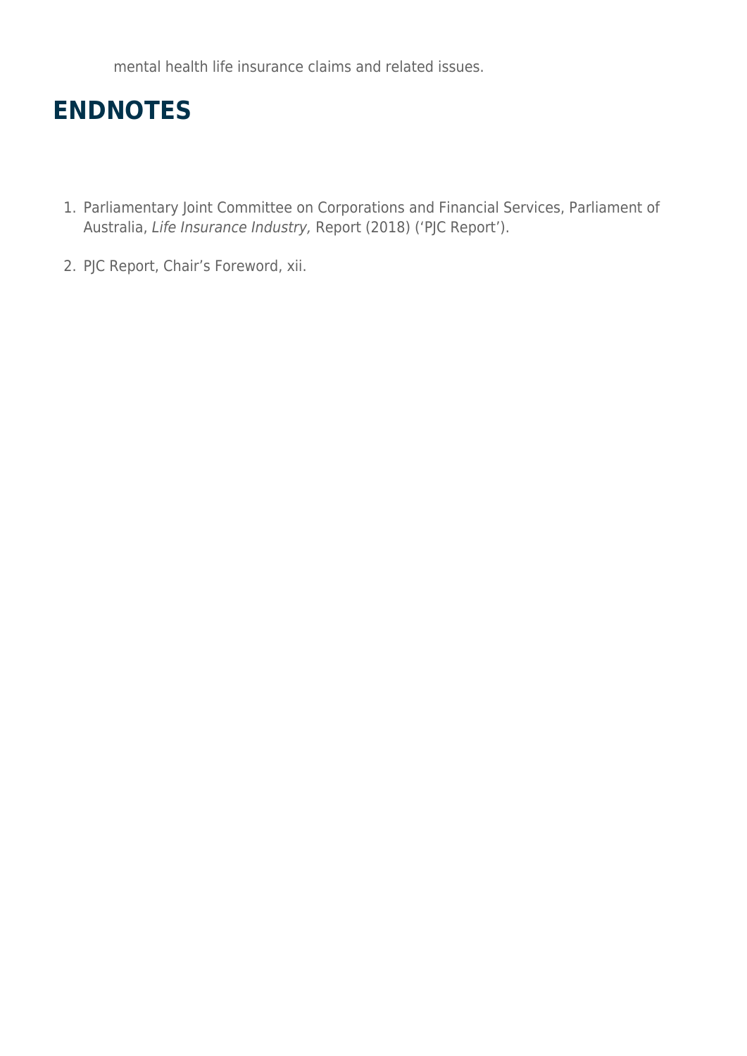mental health life insurance claims and related issues.

## ENDNOTES

1. Parliamentary Joint Committee on Corporations and Financial Services, Parliament of Australia, *Life Insurance Industry,* Report (2018) ('PJC Report').
2. PJC Report, Chair's Foreword, xii.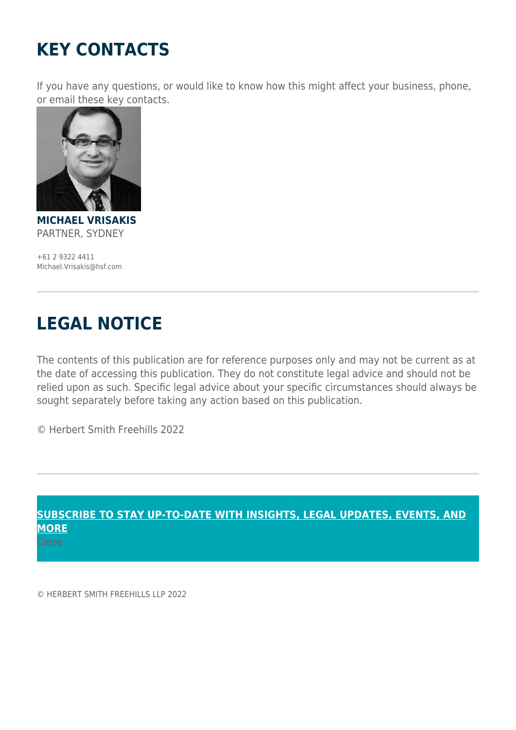# KEY CONTACTS

If you have any questions, or would like to know how this might affect your business, phone, or email these key contacts.

**MICHAEL VRISAKIS**
PARTNER, SYDNEY

+61 2 9322 4411
Michael.Vrisakis@hsf.com

# LEGAL NOTICE

The contents of this publication are for reference purposes only and may not be current as at the date of accessing this publication. They do not constitute legal advice and should not be relied upon as such. Specific legal advice about your specific circumstances should always be sought separately before taking any action based on this publication.

© Herbert Smith Freehills 2022

**SUBSCRIBE TO STAY UP-TO-DATE WITH INSIGHTS, LEGAL UPDATES, EVENTS, AND MORE**
Close

© HERBERT SMITH FREEHILLS LLP 2022